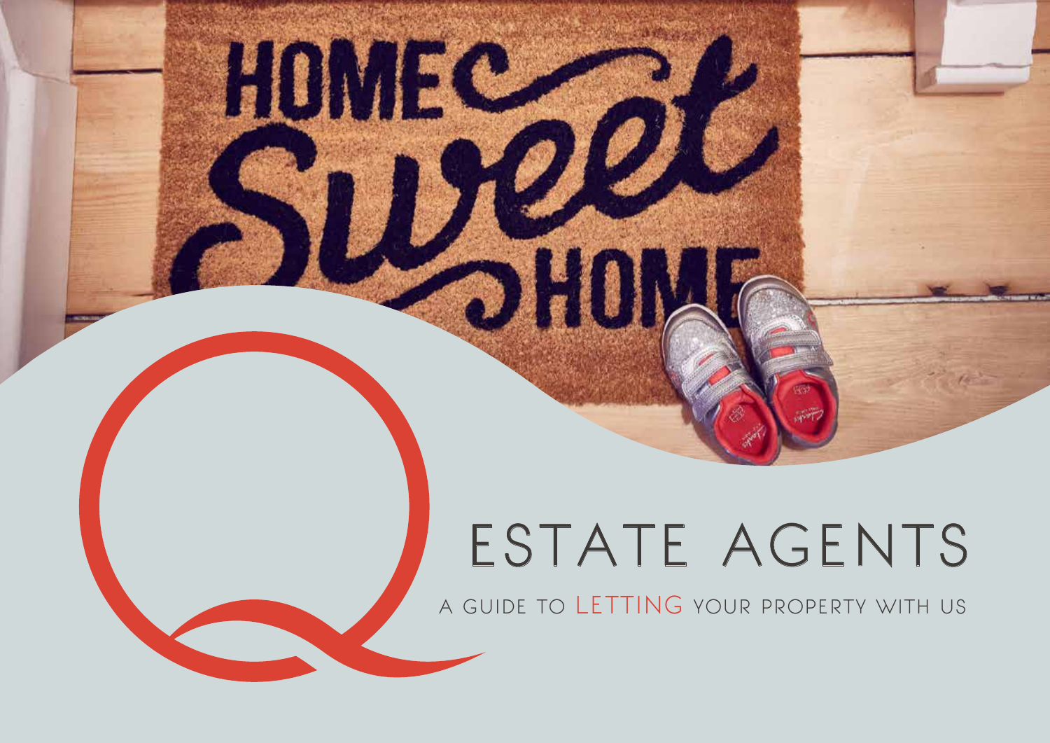# ESTATE AGENTS

A GUIDE TO LETTING YOUR PROPERTY WITH US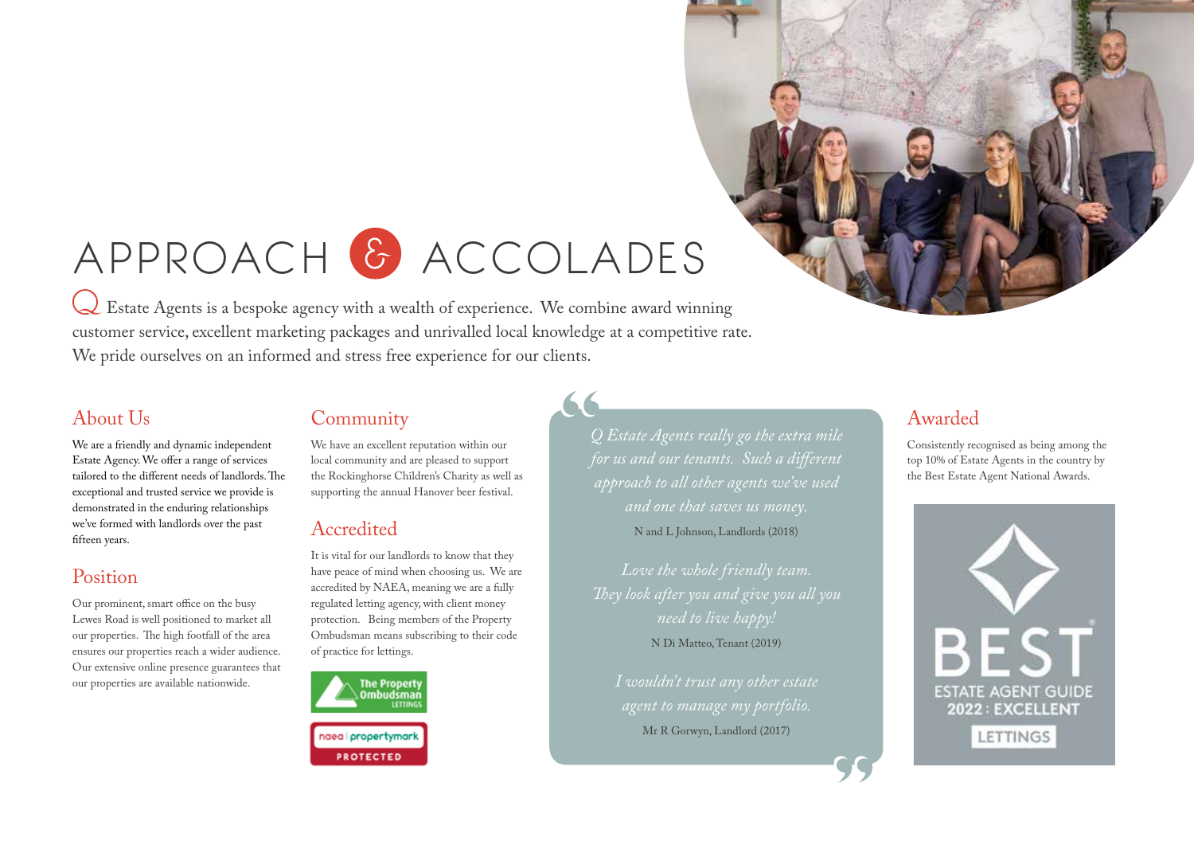# APPROACH & ACCOLADES

Q Estate Agents is a bespoke agency with a wealth of experience. We combine award winning customer service, excellent marketing packages and unrivalled local knowledge at a competitive rate. We pride ourselves on an informed and stress free experience for our clients.

## About Us

We are a friendly and dynamic independent Estate Agency. We offer a range of services tailored to the different needs of landlords. The exceptional and trusted service we provide is demonstrated in the enduring relationships we've formed with landlords over the past fifteen years.

## Position

Our prominent, smart office on the busy Lewes Road is well positioned to market all our properties. The high footfall of the area ensures our properties reach a wider audience. Our extensive online presence guarantees that our properties are available nationwide.

## Community

We have an excellent reputation within our local community and are pleased to support the Rockinghorse Children's Charity as well as supporting the annual Hanover beer festival.

## Accredited

It is vital for our landlords to know that they have peace of mind when choosing us. We are accredited by NAEA, meaning we are a fully regulated letting agency, with client money protection. Being members of the Property Ombudsman means subscribing to their code of practice for lettings.

The Property Ombudsman LETTINGS

naea | propertymark PROTECTED

> *Q Estate Agents really go the extra mile for us and our tenants. Such a different approach to all other agents we've used and one that saves us money.*
>
> N and L Johnson, Landlords (2018)
>
> *Love the whole friendly team. They look after you and give you all you need to live happy!*
>
> N Di Matteo, Tenant (2019)
>
> *I wouldn't trust any other estate agent to manage my portfolio.*
>
> Mr R Gorwyn, Landlord (2017)

## Awarded

Consistently recognised as being among the top 10% of Estate Agents in the country by the Best Estate Agent National Awards.

BEST ESTATE AGENT GUIDE 2022 : EXCELLENT LETTINGS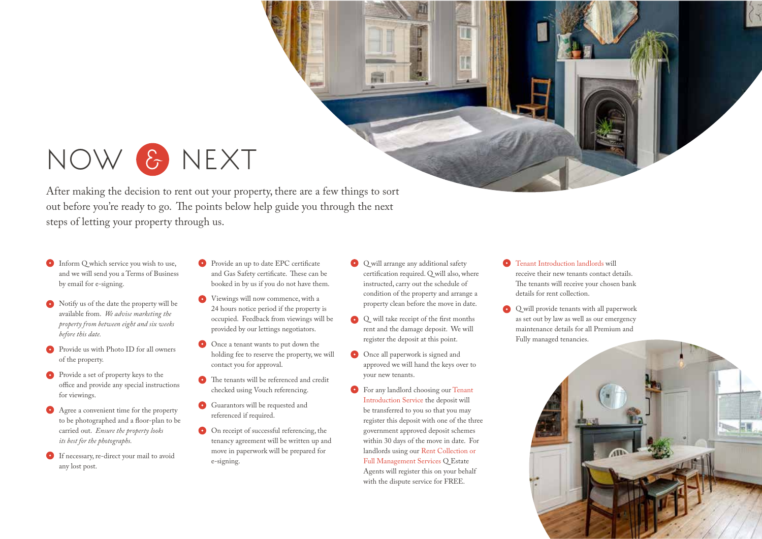# NOW & NEXT

After making the decision to rent out your property, there are a few things to sort out before you're ready to go. The points below help guide you through the next steps of letting your property through us.

- Inform Q which service you wish to use, and we will send you a Terms of Business by email for e-signing.
- Notify us of the date the property will be available from. *We advise marketing the property from between eight and six weeks before this date.*
- Provide us with Photo ID for all owners of the property.
- Provide a set of property keys to the office and provide any special instructions for viewings.
- Agree a convenient time for the property to be photographed and a floor-plan to be carried out. *Ensure the property looks its best for the photographs.*
- If necessary, re-direct your mail to avoid any lost post.
- Provide an up to date EPC certificate and Gas Safety certificate. These can be booked in by us if you do not have them.
- Viewings will now commence, with a 24 hours notice period if the property is occupied. Feedback from viewings will be provided by our lettings negotiators.
- Once a tenant wants to put down the holding fee to reserve the property, we will contact you for approval.
- The tenants will be referenced and credit checked using Vouch referencing.
- Guarantors will be requested and referenced if required.
- On receipt of successful referencing, the tenancy agreement will be written up and move in paperwork will be prepared for e-signing.
- Q will arrange any additional safety certification required. Q will also, where instructed, carry out the schedule of condition of the property and arrange a property clean before the move in date.
- Q will take receipt of the first months rent and the damage deposit. We will register the deposit at this point.
- Once all paperwork is signed and approved we will hand the keys over to your new tenants.
- For any landlord choosing our Tenant Introduction Service the deposit will be transferred to you so that you may register this deposit with one of the three government approved deposit schemes within 30 days of the move in date. For landlords using our Rent Collection or Full Management Services Q Estate Agents will register this on your behalf with the dispute service for FREE.
- Tenant Introduction landlords will receive their new tenants contact details. The tenants will receive your chosen bank details for rent collection.
- Q will provide tenants with all paperwork as set out by law as well as our emergency maintenance details for all Premium and Fully managed tenancies.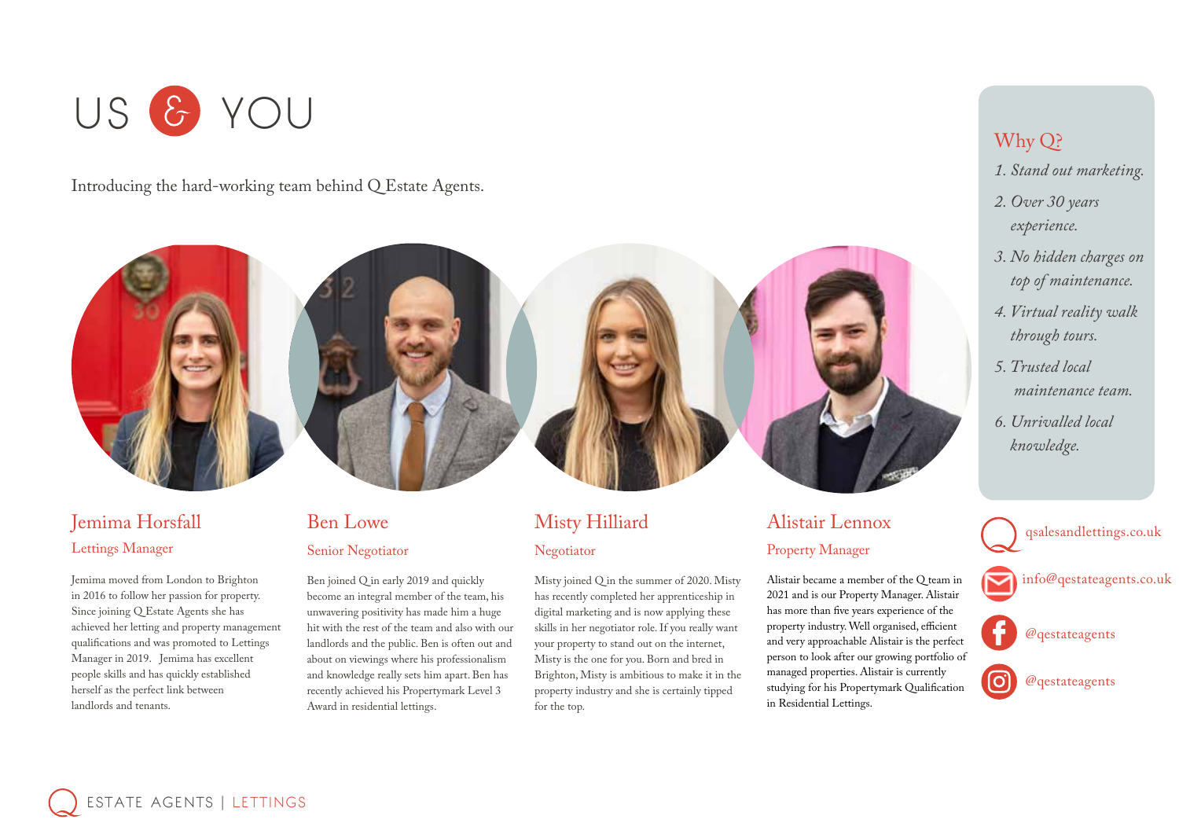# US & YOU

Introducing the hard-working team behind Q Estate Agents.

## Jemima Horsfall

### Lettings Manager

Jemima moved from London to Brighton in 2016 to follow her passion for property. Since joining Q Estate Agents she has achieved her letting and property management qualifications and was promoted to Lettings Manager in 2019. Jemima has excellent people skills and has quickly established herself as the perfect link between landlords and tenants.

## Ben Lowe

### Senior Negotiator

Ben joined Q in early 2019 and quickly become an integral member of the team, his unwavering positivity has made him a huge hit with the rest of the team and also with our landlords and the public. Ben is often out and about on viewings where his professionalism and knowledge really sets him apart. Ben has recently achieved his Propertymark Level 3 Award in residential lettings.

## Misty Hilliard

### Negotiator

Misty joined Q in the summer of 2020. Misty has recently completed her apprenticeship in digital marketing and is now applying these skills in her negotiator role. If you really want your property to stand out on the internet, Misty is the one for you. Born and bred in Brighton, Misty is ambitious to make it in the property industry and she is certainly tipped for the top.

## Alistair Lennox

### Property Manager

Alistair became a member of the Q team in 2021 and is our Property Manager. Alistair has more than five years experience of the property industry. Well organised, efficient and very approachable Alistair is the perfect person to look after our growing portfolio of managed properties. Alistair is currently studying for his Propertymark Qualification in Residential Lettings.

## Why Q?

1. *Stand out marketing.*
2. *Over 30 years experience.*
3. *No hidden charges on top of maintenance.*
4. *Virtual reality walk through tours.*
5. *Trusted local maintenance team.*
6. *Unrivalled local knowledge.*

qsalesandlettings.co.uk

info@qestateagents.co.uk

@qestateagents

@qestateagents

ESTATE AGENTS | LETTINGS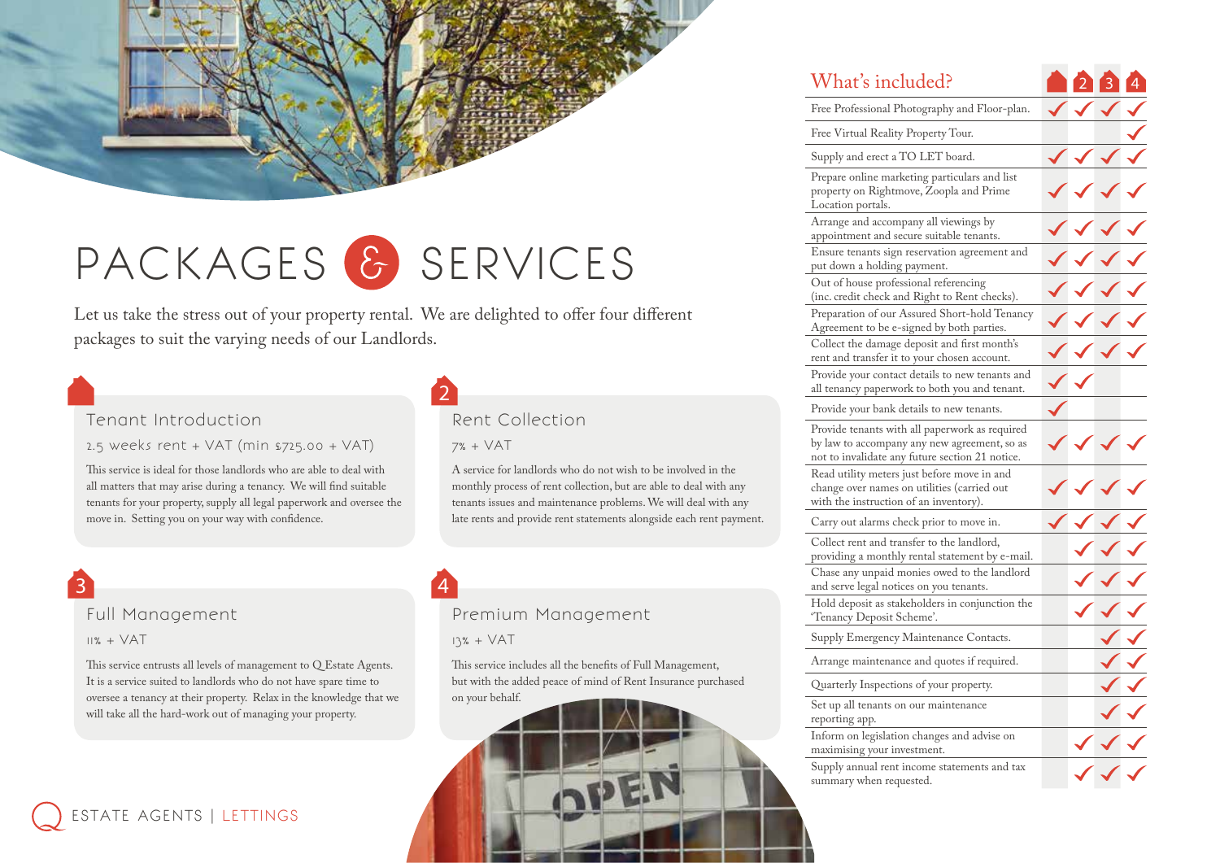# PACKAGES & SERVICES

Let us take the stress out of your property rental. We are delighted to offer four different packages to suit the varying needs of our Landlords.

## 1 Tenant Introduction

2.5 weeks rent + VAT (min £725.00 + VAT)

This service is ideal for those landlords who are able to deal with all matters that may arise during a tenancy. We will find suitable tenants for your property, supply all legal paperwork and oversee the move in. Setting you on your way with confidence.

## 2 Rent Collection

7% + VAT

A service for landlords who do not wish to be involved in the monthly process of rent collection, but are able to deal with any tenants issues and maintenance problems. We will deal with any late rents and provide rent statements alongside each rent payment.

## 3 Full Management

11% + VAT

This service entrusts all levels of management to Q Estate Agents. It is a service suited to landlords who do not have spare time to oversee a tenancy at their property. Relax in the knowledge that we will take all the hard-work out of managing your property.

## 4 Premium Management

13% + VAT

This service includes all the benefits of Full Management, but with the added peace of mind of Rent Insurance purchased on your behalf.

## What's included?

| What's included? | 1 | 2 | 3 | 4 |
|---|---|---|---|---|
| Free Professional Photography and Floor-plan. | ✓ | ✓ | ✓ | ✓ |
| Free Virtual Reality Property Tour. | | | | ✓ |
| Supply and erect a TO LET board. | ✓ | ✓ | ✓ | ✓ |
| Prepare online marketing particulars and list property on Rightmove, Zoopla and Prime Location portals. | ✓ | ✓ | ✓ | ✓ |
| Arrange and accompany all viewings by appointment and secure suitable tenants. | ✓ | ✓ | ✓ | ✓ |
| Ensure tenants sign reservation agreement and put down a holding payment. | ✓ | ✓ | ✓ | ✓ |
| Out of house professional referencing (inc. credit check and Right to Rent checks). | ✓ | ✓ | ✓ | ✓ |
| Preparation of our Assured Short-hold Tenancy Agreement to be e-signed by both parties. | ✓ | ✓ | ✓ | ✓ |
| Collect the damage deposit and first month's rent and transfer it to your chosen account. | ✓ | ✓ | ✓ | ✓ |
| Provide your contact details to new tenants and all tenancy paperwork to both you and tenant. | ✓ | ✓ | | |
| Provide your bank details to new tenants. | ✓ | | | |
| Provide tenants with all paperwork as required by law to accompany any new agreement, so as not to invalidate any future section 21 notice. | ✓ | ✓ | ✓ | ✓ |
| Read utility meters just before move in and change over names on utilities (carried out with the instruction of an inventory). | ✓ | ✓ | ✓ | ✓ |
| Carry out alarms check prior to move in. | ✓ | ✓ | ✓ | ✓ |
| Collect rent and transfer to the landlord, providing a monthly rental statement by e-mail. | | ✓ | ✓ | ✓ |
| Chase any unpaid monies owed to the landlord and serve legal notices on you tenants. | | ✓ | ✓ | ✓ |
| Hold deposit as stakeholders in conjunction the 'Tenancy Deposit Scheme'. | | ✓ | ✓ | ✓ |
| Supply Emergency Maintenance Contacts. | | | ✓ | ✓ |
| Arrange maintenance and quotes if required. | | | ✓ | ✓ |
| Quarterly Inspections of your property. | | | ✓ | ✓ |
| Set up all tenants on our maintenance reporting app. | | | ✓ | ✓ |
| Inform on legislation changes and advise on maximising your investment. | | ✓ | ✓ | ✓ |
| Supply annual rent income statements and tax summary when requested. | | ✓ | ✓ | ✓ |

Q ESTATE AGENTS | LETTINGS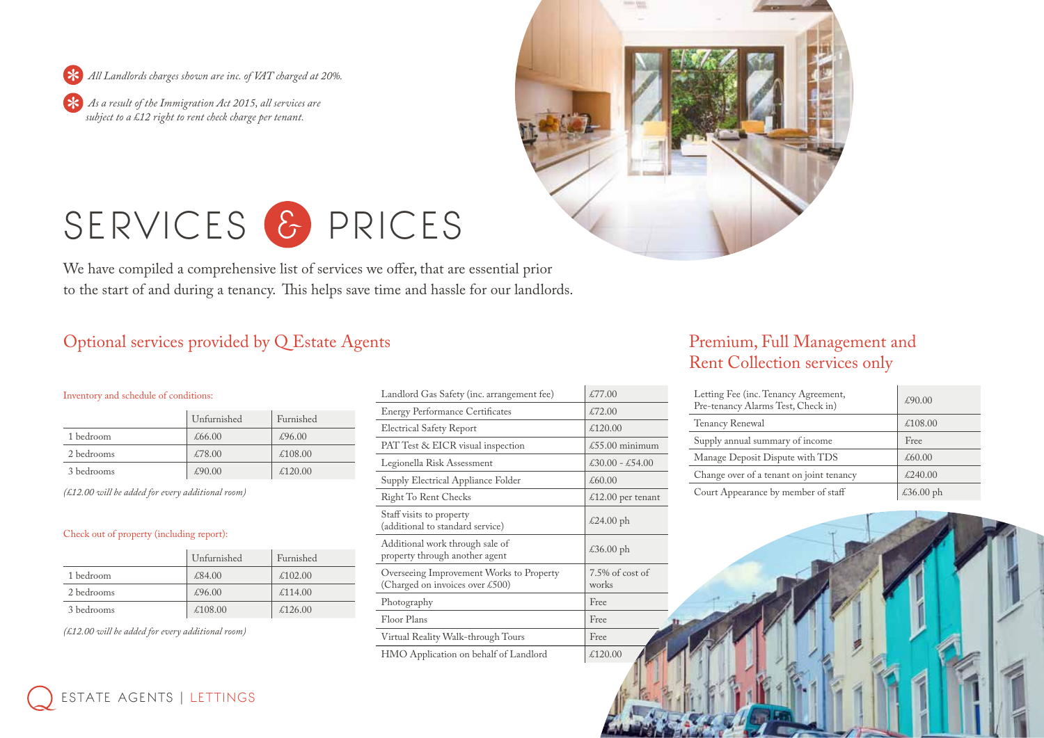*All Landlords charges shown are inc. of VAT charged at 20%.*

*As a result of the Immigration Act 2015, all services are subject to a £12 right to rent check charge per tenant.*

# SERVICES & PRICES

We have compiled a comprehensive list of services we offer, that are essential prior to the start of and during a tenancy. This helps save time and hassle for our landlords.

## Optional services provided by Q Estate Agents

### Inventory and schedule of conditions:

| | Unfurnished | Furnished |
|---|---|---|
| 1 bedroom | £66.00 | £96.00 |
| 2 bedrooms | £78.00 | £108.00 |
| 3 bedrooms | £90.00 | £120.00 |

*(£12.00 will be added for every additional room)*

### Check out of property (including report):

| | Unfurnished | Furnished |
|---|---|---|
| 1 bedroom | £84.00 | £102.00 |
| 2 bedrooms | £96.00 | £114.00 |
| 3 bedrooms | £108.00 | £126.00 |

*(£12.00 will be added for every additional room)*

| Service | Price |
|---|---|
| Landlord Gas Safety (inc. arrangement fee) | £77.00 |
| Energy Performance Certificates | £72.00 |
| Electrical Safety Report | £120.00 |
| PAT Test & EICR visual inspection | £55.00 minimum |
| Legionella Risk Assessment | £30.00 - £54.00 |
| Supply Electrical Appliance Folder | £60.00 |
| Right To Rent Checks | £12.00 per tenant |
| Staff visits to property (additional to standard service) | £24.00 ph |
| Additional work through sale of property through another agent | £36.00 ph |
| Overseeing Improvement Works to Property (Charged on invoices over £500) | 7.5% of cost of works |
| Photography | Free |
| Floor Plans | Free |
| Virtual Reality Walk-through Tours | Free |
| HMO Application on behalf of Landlord | £120.00 |

## Premium, Full Management and Rent Collection services only

| Service | Price |
|---|---|
| Letting Fee (inc. Tenancy Agreement, Pre-tenancy Alarms Test, Check in) | £90.00 |
| Tenancy Renewal | £108.00 |
| Supply annual summary of income | Free |
| Manage Deposit Dispute with TDS | £60.00 |
| Change over of a tenant on joint tenancy | £240.00 |
| Court Appearance by member of staff | £36.00 ph |

Q ESTATE AGENTS | LETTINGS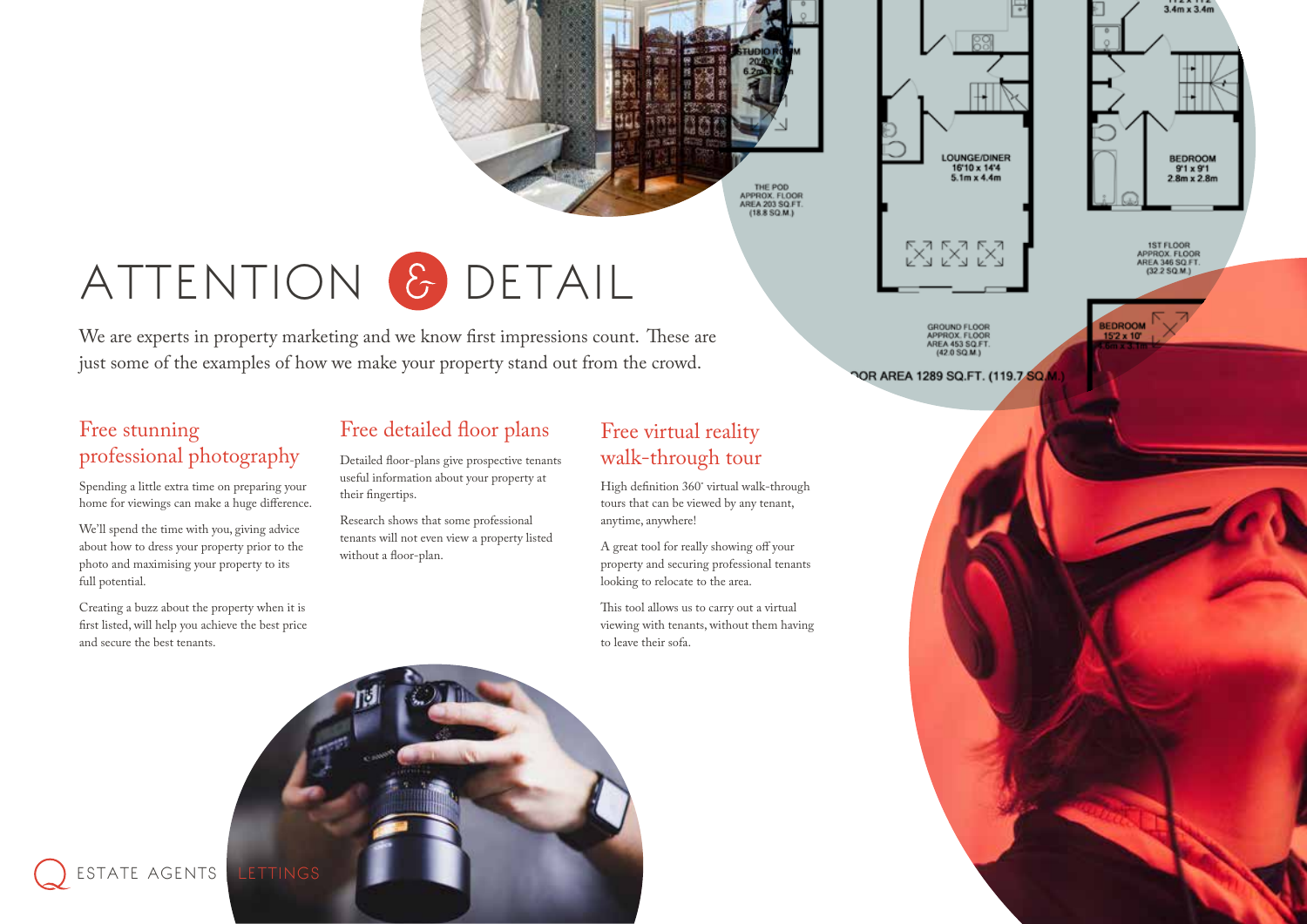# ATTENTION & DETAIL

We are experts in property marketing and we know first impressions count. These are just some of the examples of how we make your property stand out from the crowd.

## Free stunning professional photography

Spending a little extra time on preparing your home for viewings can make a huge difference.

We'll spend the time with you, giving advice about how to dress your property prior to the photo and maximising your property to its full potential.

Creating a buzz about the property when it is first listed, will help you achieve the best price and secure the best tenants.

## Free detailed floor plans

Detailed floor-plans give prospective tenants useful information about your property at their fingertips.

Research shows that some professional tenants will not even view a property listed without a floor-plan.

## Free virtual reality walk-through tour

High definition 360˚ virtual walk-through tours that can be viewed by any tenant, anytime, anywhere!

A great tool for really showing off your property and securing professional tenants looking to relocate to the area.

This tool allows us to carry out a virtual viewing with tenants, without them having to leave their sofa.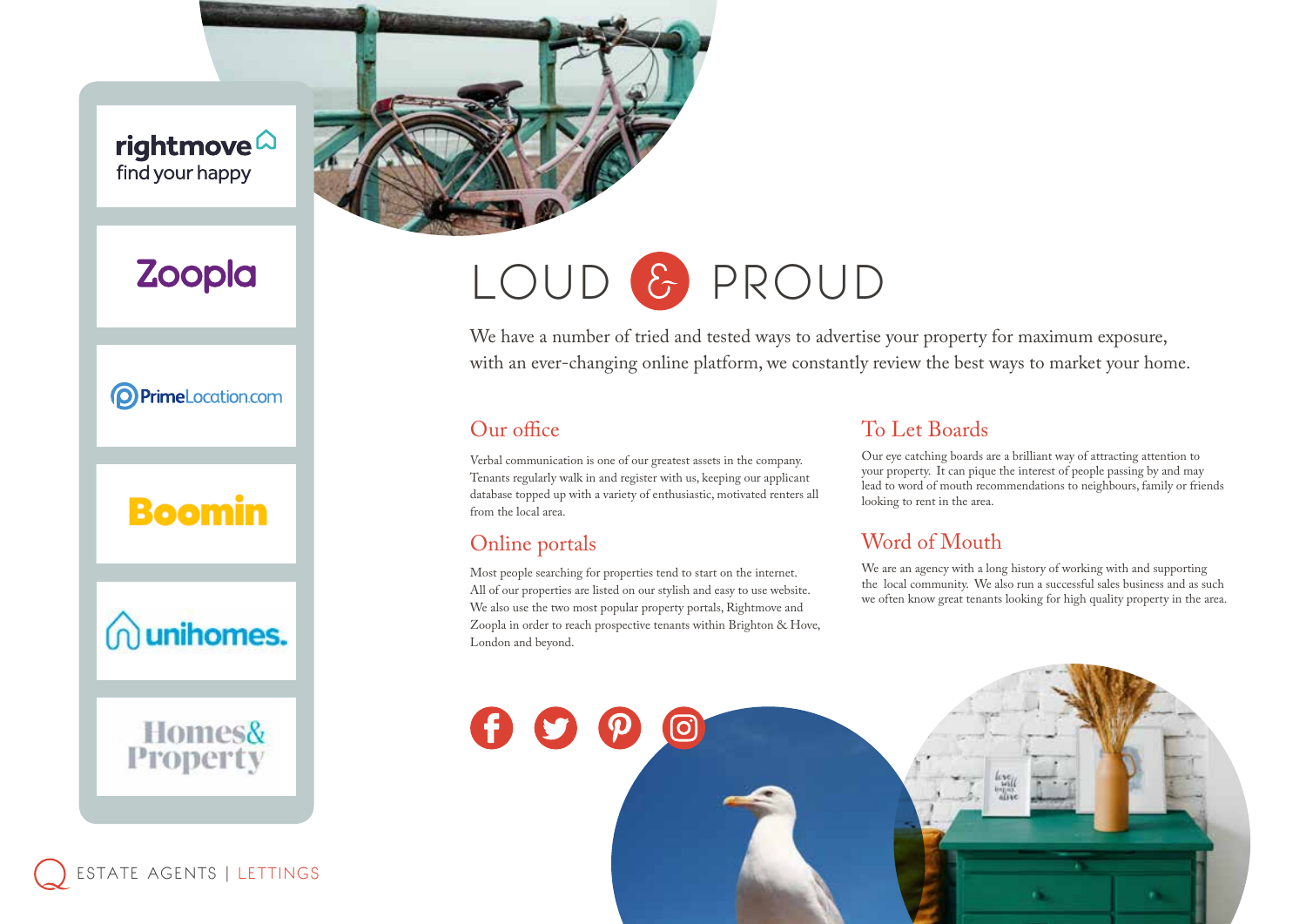# LOUD & PROUD

We have a number of tried and tested ways to advertise your property for maximum exposure, with an ever-changing online platform, we constantly review the best ways to market your home.

## Our office

Verbal communication is one of our greatest assets in the company. Tenants regularly walk in and register with us, keeping our applicant database topped up with a variety of enthusiastic, motivated renters all from the local area.

## Online portals

Most people searching for properties tend to start on the internet. All of our properties are listed on our stylish and easy to use website. We also use the two most popular property portals, Rightmove and Zoopla in order to reach prospective tenants within Brighton & Hove, London and beyond.

## To Let Boards

Our eye catching boards are a brilliant way of attracting attention to your property. It can pique the interest of people passing by and may lead to word of mouth recommendations to neighbours, family or friends looking to rent in the area.

## Word of Mouth

We are an agency with a long history of working with and supporting the local community. We also run a successful sales business and as such we often know great tenants looking for high quality property in the area.

rightmove find your happy

Zoopla

PrimeLocation.com

Boomin

unihomes.

Homes& Property

ESTATE AGENTS | LETTINGS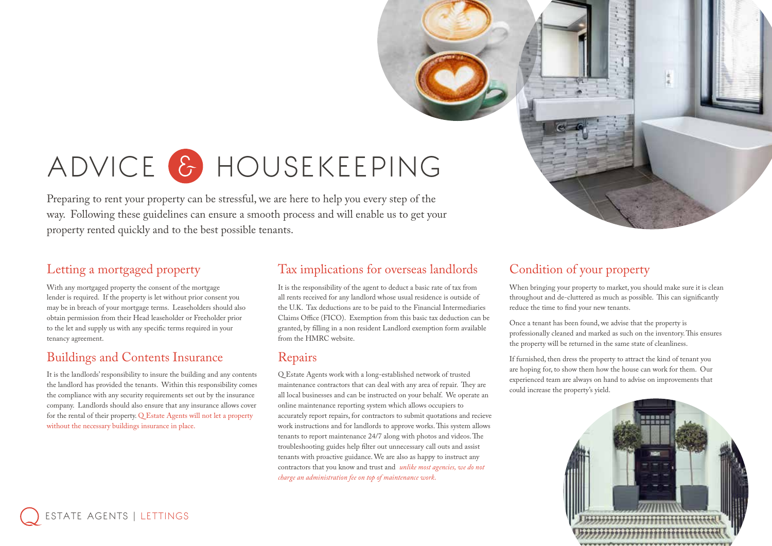# ADVICE & HOUSEKEEPING

Preparing to rent your property can be stressful, we are here to help you every step of the way. Following these guidelines can ensure a smooth process and will enable us to get your property rented quickly and to the best possible tenants.

## Letting a mortgaged property

With any mortgaged property the consent of the mortgage lender is required. If the property is let without prior consent you may be in breach of your mortgage terms. Leaseholders should also obtain permission from their Head leaseholder or Freeholder prior to the let and supply us with any specific terms required in your tenancy agreement.

## Buildings and Contents Insurance

It is the landlords' responsibility to insure the building and any contents the landlord has provided the tenants. Within this responsibility comes the compliance with any security requirements set out by the insurance company. Landlords should also ensure that any insurance allows cover for the rental of their property. Q Estate Agents will not let a property without the necessary buildings insurance in place.

## Tax implications for overseas landlords

It is the responsibility of the agent to deduct a basic rate of tax from all rents received for any landlord whose usual residence is outside of the U.K. Tax deductions are to be paid to the Financial Intermediaries Claims Office (FICO). Exemption from this basic tax deduction can be granted, by filling in a non resident Landlord exemption form available from the HMRC website.

## Repairs

Q Estate Agents work with a long-established network of trusted maintenance contractors that can deal with any area of repair. They are all local businesses and can be instructed on your behalf. We operate an online maintenance reporting system which allows occupiers to accurately report repairs, for contractors to submit quotations and recieve work instructions and for landlords to approve works. This system allows tenants to report maintenance 24/7 along with photos and videos. The troubleshooting guides help filter out unnecessary call outs and assist tenants with proactive guidance. We are also as happy to instruct any contractors that you know and trust and *unlike most agencies, we do not charge an administration fee on top of maintenance work.*

## Condition of your property

When bringing your property to market, you should make sure it is clean throughout and de-cluttered as much as possible. This can significantly reduce the time to find your new tenants.

Once a tenant has been found, we advise that the property is professionally cleaned and marked as such on the inventory. This ensures the property will be returned in the same state of cleanliness.

If furnished, then dress the property to attract the kind of tenant you are hoping for, to show them how the house can work for them. Our experienced team are always on hand to advise on improvements that could increase the property's yield.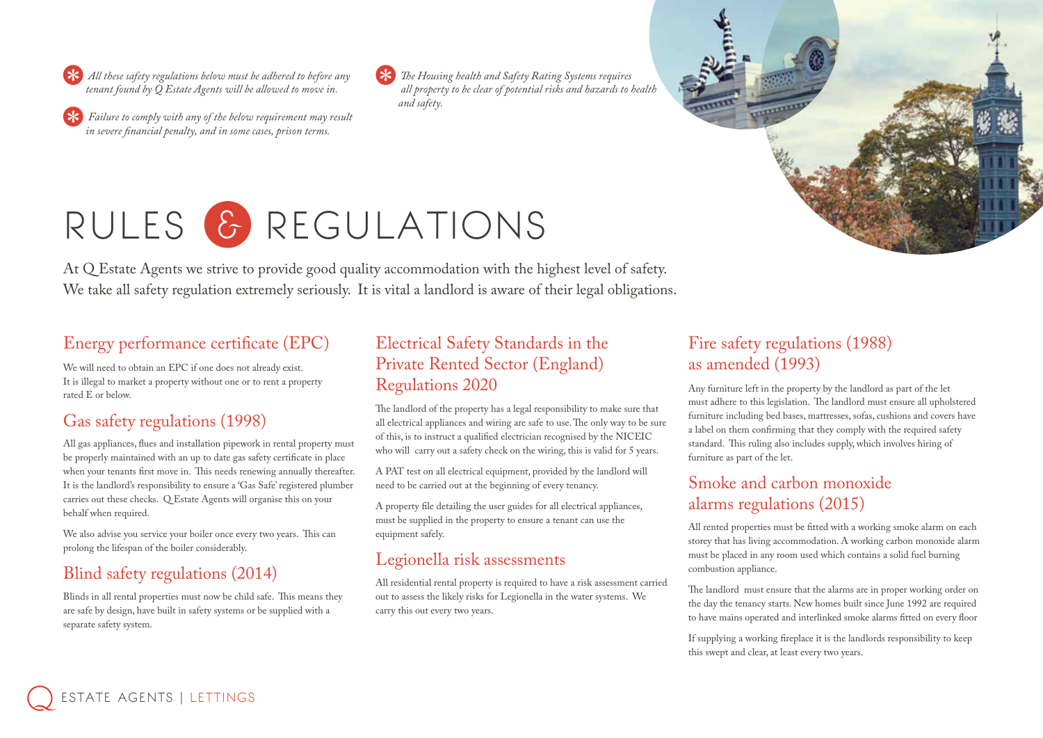*All these safety regulations below must be adhered to before any tenant found by Q Estate Agents will be allowed to move in.*

*Failure to comply with any of the below requirement may result in severe financial penalty, and in some cases, prison terms.*

*The Housing health and Safety Rating Systems requires all property to be clear of potential risks and hazards to health and safety.*

# RULES & REGULATIONS

At Q Estate Agents we strive to provide good quality accommodation with the highest level of safety. We take all safety regulation extremely seriously. It is vital a landlord is aware of their legal obligations.

## Energy performance certificate (EPC)

We will need to obtain an EPC if one does not already exist. It is illegal to market a property without one or to rent a property rated E or below.

## Gas safety regulations (1998)

All gas appliances, flues and installation pipework in rental property must be properly maintained with an up to date gas safety certificate in place when your tenants first move in. This needs renewing annually thereafter. It is the landlord's responsibility to ensure a 'Gas Safe' registered plumber carries out these checks. Q Estate Agents will organise this on your behalf when required.

We also advise you service your boiler once every two years. This can prolong the lifespan of the boiler considerably.

## Blind safety regulations (2014)

Blinds in all rental properties must now be child safe. This means they are safe by design, have built in safety systems or be supplied with a separate safety system.

## Electrical Safety Standards in the Private Rented Sector (England) Regulations 2020

The landlord of the property has a legal responsibility to make sure that all electrical appliances and wiring are safe to use. The only way to be sure of this, is to instruct a qualified electrician recognised by the NICEIC who will carry out a safety check on the wiring, this is valid for 5 years.

A PAT test on all electrical equipment, provided by the landlord will need to be carried out at the beginning of every tenancy.

A property file detailing the user guides for all electrical appliances, must be supplied in the property to ensure a tenant can use the equipment safely.

## Legionella risk assessments

All residential rental property is required to have a risk assessment carried out to assess the likely risks for Legionella in the water systems. We carry this out every two years.

## Fire safety regulations (1988) as amended (1993)

Any furniture left in the property by the landlord as part of the let must adhere to this legislation. The landlord must ensure all upholstered furniture including bed bases, mattresses, sofas, cushions and covers have a label on them confirming that they comply with the required safety standard. This ruling also includes supply, which involves hiring of furniture as part of the let.

## Smoke and carbon monoxide alarms regulations (2015)

All rented properties must be fitted with a working smoke alarm on each storey that has living accommodation. A working carbon monoxide alarm must be placed in any room used which contains a solid fuel burning combustion appliance.

The landlord must ensure that the alarms are in proper working order on the day the tenancy starts. New homes built since June 1992 are required to have mains operated and interlinked smoke alarms fitted on every floor

If supplying a working fireplace it is the landlords responsibility to keep this swept and clear, at least every two years.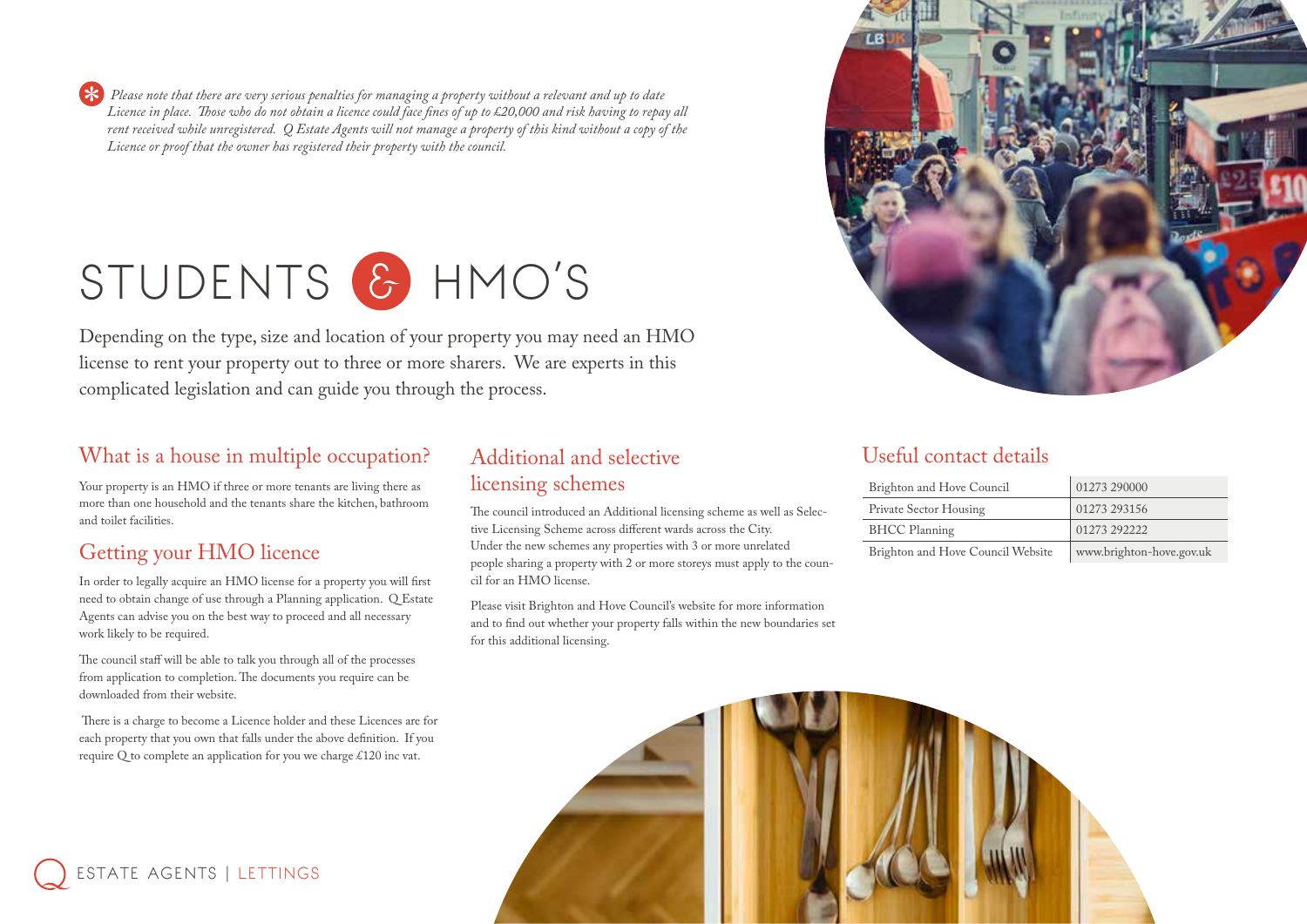\* *Please note that there are very serious penalties for managing a property without a relevant and up to date Licence in place. Those who do not obtain a licence could face fines of up to £20,000 and risk having to repay all rent received while unregistered. Q Estate Agents will not manage a property of this kind without a copy of the Licence or proof that the owner has registered their property with the council.*

# STUDENTS & HMO'S

Depending on the type, size and location of your property you may need an HMO license to rent your property out to three or more sharers. We are experts in this complicated legislation and can guide you through the process.

## What is a house in multiple occupation?

Your property is an HMO if three or more tenants are living there as more than one household and the tenants share the kitchen, bathroom and toilet facilities.

## Getting your HMO licence

In order to legally acquire an HMO license for a property you will first need to obtain change of use through a Planning application. Q Estate Agents can advise you on the best way to proceed and all necessary work likely to be required.

The council staff will be able to talk you through all of the processes from application to completion. The documents you require can be downloaded from their website.

There is a charge to become a Licence holder and these Licences are for each property that you own that falls under the above definition. If you require Q to complete an application for you we charge £120 inc vat.

## Additional and selective licensing schemes

The council introduced an Additional licensing scheme as well as Selective Licensing Scheme across different wards across the City. Under the new schemes any properties with 3 or more unrelated people sharing a property with 2 or more storeys must apply to the council for an HMO license.

Please visit Brighton and Hove Council's website for more information and to find out whether your property falls within the new boundaries set for this additional licensing.

## Useful contact details

| | |
|---|---|
| Brighton and Hove Council | 01273 290000 |
| Private Sector Housing | 01273 293156 |
| BHCC Planning | 01273 292222 |
| Brighton and Hove Council Website | www.brighton-hove.gov.uk |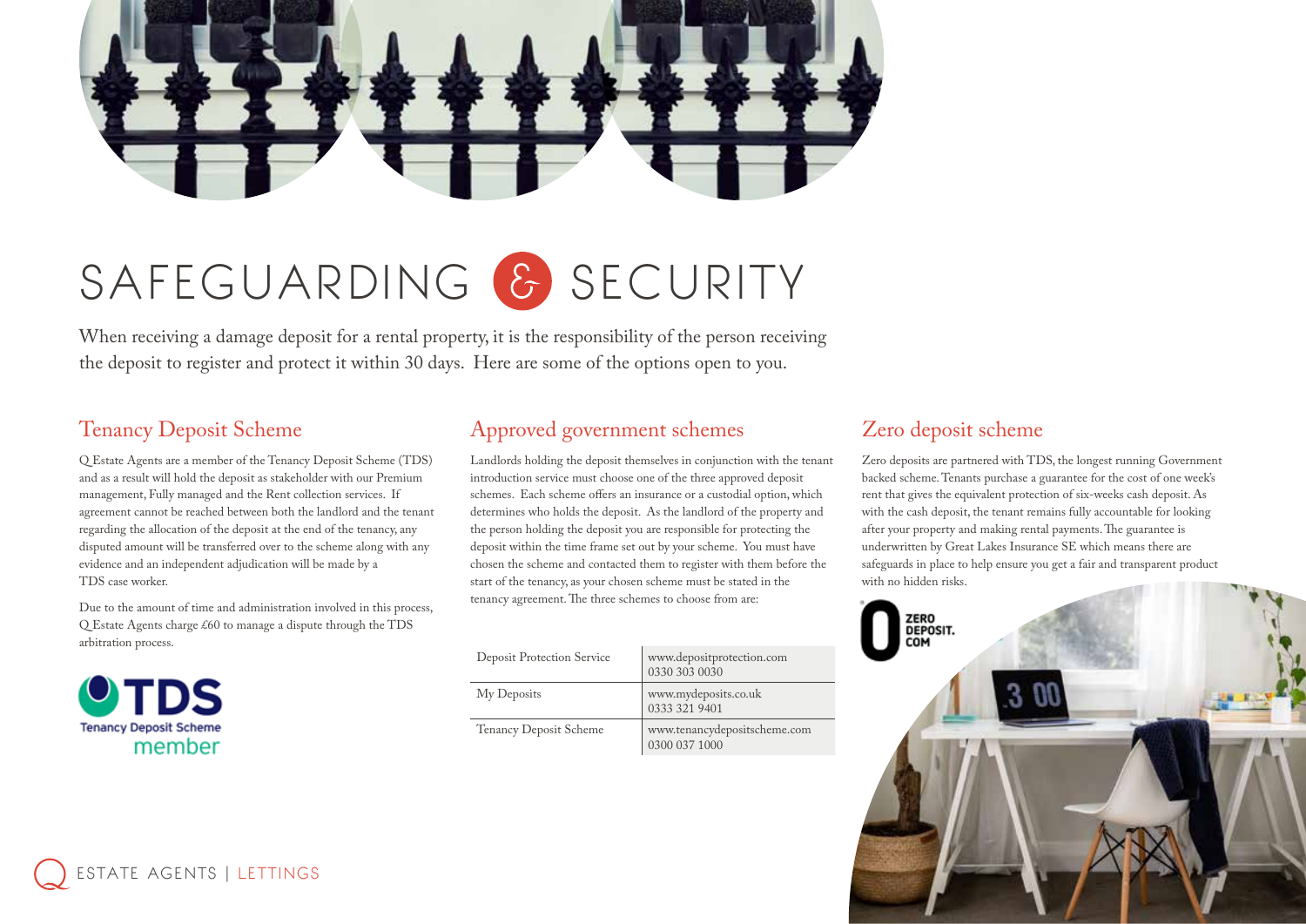# SAFEGUARDING & SECURITY

When receiving a damage deposit for a rental property, it is the responsibility of the person receiving the deposit to register and protect it within 30 days. Here are some of the options open to you.

## Tenancy Deposit Scheme

Q Estate Agents are a member of the Tenancy Deposit Scheme (TDS) and as a result will hold the deposit as stakeholder with our Premium management, Fully managed and the Rent collection services. If agreement cannot be reached between both the landlord and the tenant regarding the allocation of the deposit at the end of the tenancy, any disputed amount will be transferred over to the scheme along with any evidence and an independent adjudication will be made by a TDS case worker.

Due to the amount of time and administration involved in this process, Q Estate Agents charge £60 to manage a dispute through the TDS arbitration process.

TDS Tenancy Deposit Scheme member

## Approved government schemes

Landlords holding the deposit themselves in conjunction with the tenant introduction service must choose one of the three approved deposit schemes. Each scheme offers an insurance or a custodial option, which determines who holds the deposit. As the landlord of the property and the person holding the deposit you are responsible for protecting the deposit within the time frame set out by your scheme. You must have chosen the scheme and contacted them to register with them before the start of the tenancy, as your chosen scheme must be stated in the tenancy agreement. The three schemes to choose from are:

| | |
|---|---|
| Deposit Protection Service | www.depositprotection.com 0330 303 0030 |
| My Deposits | www.mydeposits.co.uk 0333 321 9401 |
| Tenancy Deposit Scheme | www.tenancydepositscheme.com 0300 037 1000 |

## Zero deposit scheme

Zero deposits are partnered with TDS, the longest running Government backed scheme. Tenants purchase a guarantee for the cost of one week's rent that gives the equivalent protection of six-weeks cash deposit. As with the cash deposit, the tenant remains fully accountable for looking after your property and making rental payments. The guarantee is underwritten by Great Lakes Insurance SE which means there are safeguards in place to help ensure you get a fair and transparent product with no hidden risks.

ZERO DEPOSIT. COM

ESTATE AGENTS | LETTINGS